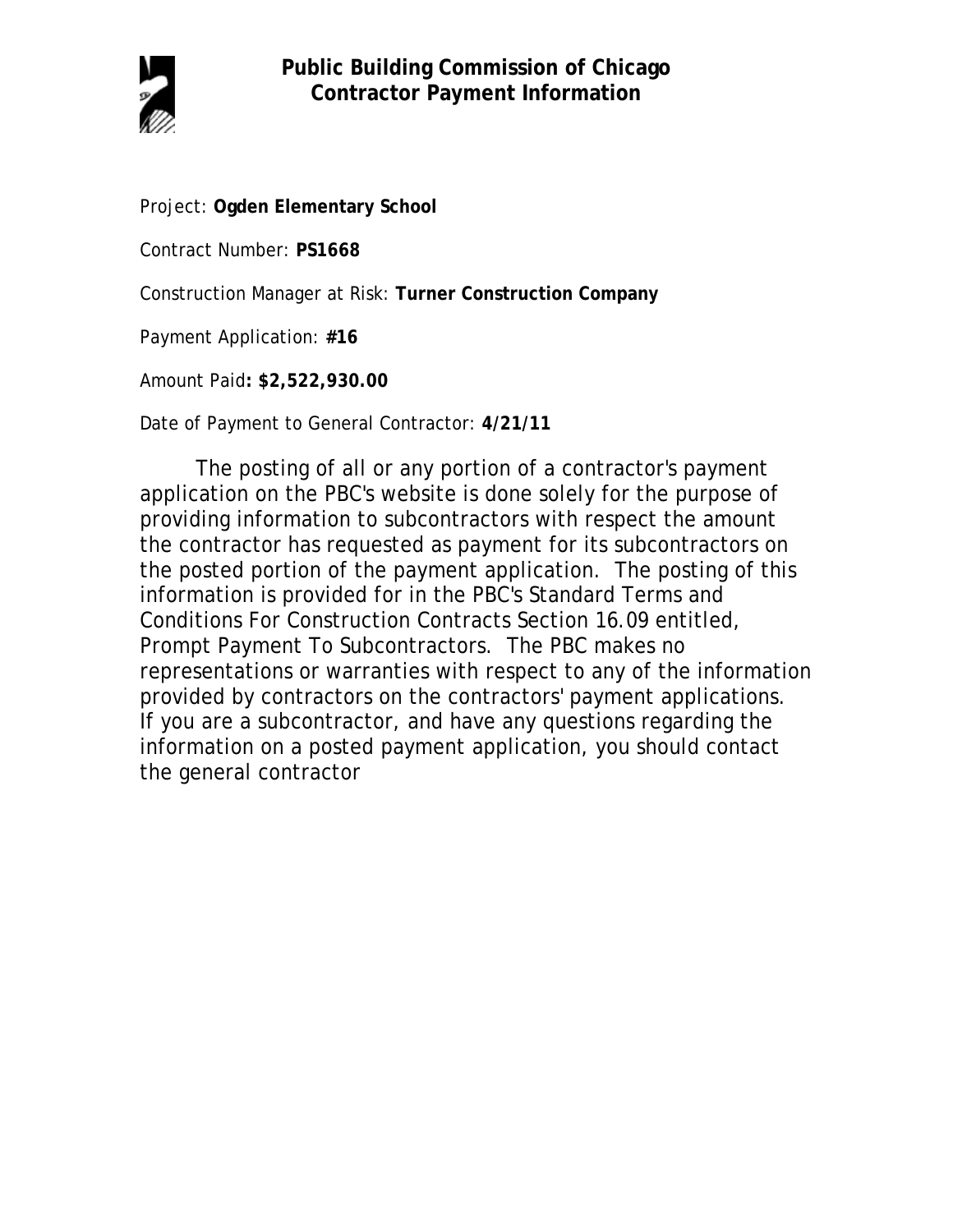# Public Building Commission of Chicago
## Contractor Payment Information

Project: **Ogden Elementary School**

Contract Number: **PS1668**

Construction Manager at Risk: **Turner Construction Company**

Payment Application: **#16**

Amount Paid**: $2,522,930.00**

Date of Payment to General Contractor: **4/21/11**

The posting of all or any portion of a contractor's payment application on the PBC's website is done solely for the purpose of providing information to subcontractors with respect the amount the contractor has requested as payment for its subcontractors on the posted portion of the payment application. The posting of this information is provided for in the PBC's Standard Terms and Conditions For Construction Contracts Section 16.09 entitled, Prompt Payment To Subcontractors. The PBC makes no representations or warranties with respect to any of the information provided by contractors on the contractors' payment applications. If you are a subcontractor, and have any questions regarding the information on a posted payment application, you should contact the general contractor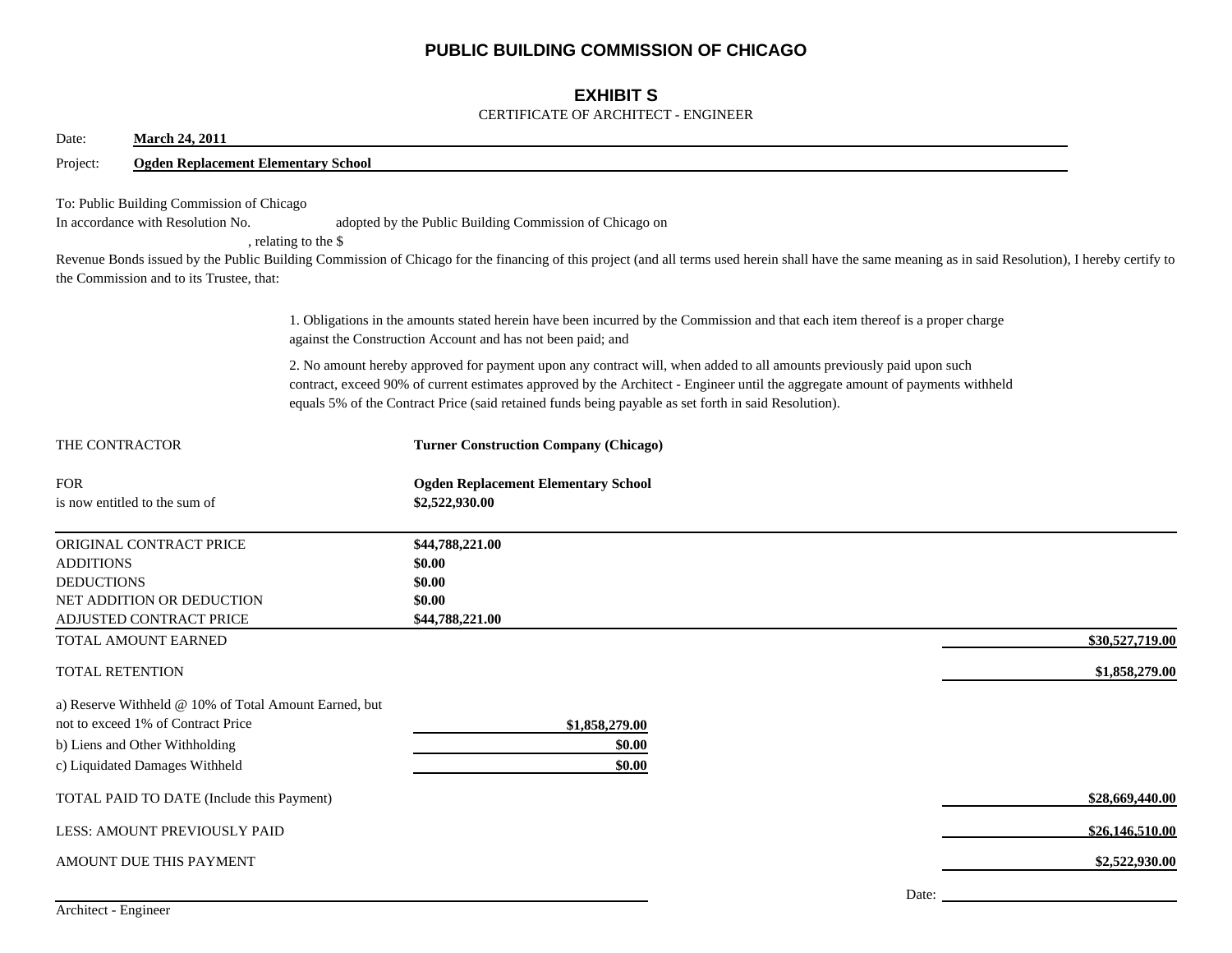# PUBLIC BUILDING COMMISSION OF CHICAGO

## EXHIBIT S

CERTIFICATE OF ARCHITECT - ENGINEER

Date: **March 24, 2011**

Project: **Ogden Replacement Elementary School**

To: Public Building Commission of Chicago
In accordance with Resolution No. adopted by the Public Building Commission of Chicago on , relating to the $ Revenue Bonds issued by the Public Building Commission of Chicago for the financing of this project (and all terms used herein shall have the same meaning as in said Resolution), I hereby certify to the Commission and to its Trustee, that:

1. Obligations in the amounts stated herein have been incurred by the Commission and that each item thereof is a proper charge against the Construction Account and has not been paid; and

2. No amount hereby approved for payment upon any contract will, when added to all amounts previously paid upon such contract, exceed 90% of current estimates approved by the Architect - Engineer until the aggregate amount of payments withheld equals 5% of the Contract Price (said retained funds being payable as set forth in said Resolution).

THE CONTRACTOR **Turner Construction Company (Chicago)**

FOR **Ogden Replacement Elementary School**
is now entitled to the sum of **$2,522,930.00**

| | | |
|---|---|---|
| ORIGINAL CONTRACT PRICE | **$44,788,221.00** | |
| ADDITIONS | **$0.00** | |
| DEDUCTIONS | **$0.00** | |
| NET ADDITION OR DEDUCTION | **$0.00** | |
| ADJUSTED CONTRACT PRICE | **$44,788,221.00** | |
| TOTAL AMOUNT EARNED | | **$30,527,719.00** |
| TOTAL RETENTION | | **$1,858,279.00** |
| a) Reserve Withheld @ 10% of Total Amount Earned, but not to exceed 1% of Contract Price | **$1,858,279.00** | |
| b) Liens and Other Withholding | **$0.00** | |
| c) Liquidated Damages Withheld | **$0.00** | |
| TOTAL PAID TO DATE (Include this Payment) | | **$28,669,440.00** |
| LESS: AMOUNT PREVIOUSLY PAID | | **$26,146,510.00** |
| AMOUNT DUE THIS PAYMENT | | **$2,522,930.00** |

Architect - Engineer

Date: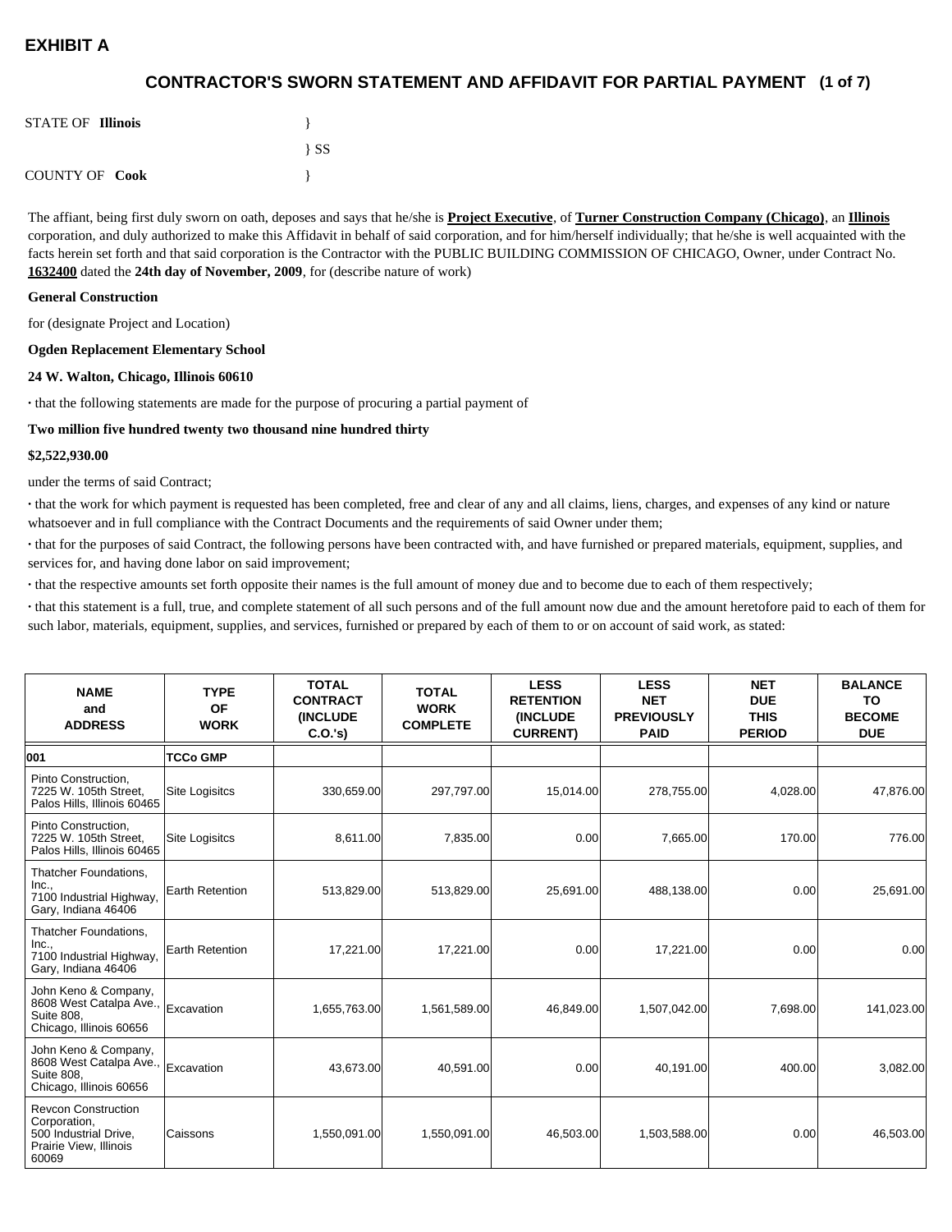# EXHIBIT A

## CONTRACTOR'S SWORN STATEMENT AND AFFIDAVIT FOR PARTIAL PAYMENT (1 of 7)

STATE OF **Illinois** }
} SS
COUNTY OF **Cook** }

The affiant, being first duly sworn on oath, deposes and says that he/she is **Project Executive**, of **Turner Construction Company (Chicago)**, an **Illinois** corporation, and duly authorized to make this Affidavit in behalf of said corporation, and for him/herself individually; that he/she is well acquainted with the facts herein set forth and that said corporation is the Contractor with the PUBLIC BUILDING COMMISSION OF CHICAGO, Owner, under Contract No. **1632400** dated the **24th day of November, 2009**, for (describe nature of work)

**General Construction**

for (designate Project and Location)

**Ogden Replacement Elementary School**

**24 W. Walton, Chicago, Illinois 60610**

· that the following statements are made for the purpose of procuring a partial payment of

**Two million five hundred twenty two thousand nine hundred thirty**

**$2,522,930.00**

under the terms of said Contract;

· that the work for which payment is requested has been completed, free and clear of any and all claims, liens, charges, and expenses of any kind or nature whatsoever and in full compliance with the Contract Documents and the requirements of said Owner under them;

· that for the purposes of said Contract, the following persons have been contracted with, and have furnished or prepared materials, equipment, supplies, and services for, and having done labor on said improvement;

· that the respective amounts set forth opposite their names is the full amount of money due and to become due to each of them respectively;

· that this statement is a full, true, and complete statement of all such persons and of the full amount now due and the amount heretofore paid to each of them for such labor, materials, equipment, supplies, and services, furnished or prepared by each of them to or on account of said work, as stated:

| NAME and ADDRESS | TYPE OF WORK | TOTAL CONTRACT (INCLUDE C.O.'s) | TOTAL WORK COMPLETE | LESS RETENTION (INCLUDE CURRENT) | LESS NET PREVIOUSLY PAID | NET DUE THIS PERIOD | BALANCE TO BECOME DUE |
|---|---|---|---|---|---|---|---|
| **001** | **TCCo GMP** | | | | | | |
| Pinto Construction, 7225 W. 105th Street, Palos Hills, Illinois 60465 | Site Logisitcs | 330,659.00 | 297,797.00 | 15,014.00 | 278,755.00 | 4,028.00 | 47,876.00 |
| Pinto Construction, 7225 W. 105th Street, Palos Hills, Illinois 60465 | Site Logisitcs | 8,611.00 | 7,835.00 | 0.00 | 7,665.00 | 170.00 | 776.00 |
| Thatcher Foundations, Inc., 7100 Industrial Highway, Gary, Indiana 46406 | Earth Retention | 513,829.00 | 513,829.00 | 25,691.00 | 488,138.00 | 0.00 | 25,691.00 |
| Thatcher Foundations, Inc., 7100 Industrial Highway, Gary, Indiana 46406 | Earth Retention | 17,221.00 | 17,221.00 | 0.00 | 17,221.00 | 0.00 | 0.00 |
| John Keno & Company, 8608 West Catalpa Ave., Suite 808, Chicago, Illinois 60656 | Excavation | 1,655,763.00 | 1,561,589.00 | 46,849.00 | 1,507,042.00 | 7,698.00 | 141,023.00 |
| John Keno & Company, 8608 West Catalpa Ave., Suite 808, Chicago, Illinois 60656 | Excavation | 43,673.00 | 40,591.00 | 0.00 | 40,191.00 | 400.00 | 3,082.00 |
| Revcon Construction Corporation, 500 Industrial Drive, Prairie View, Illinois 60069 | Caissons | 1,550,091.00 | 1,550,091.00 | 46,503.00 | 1,503,588.00 | 0.00 | 46,503.00 |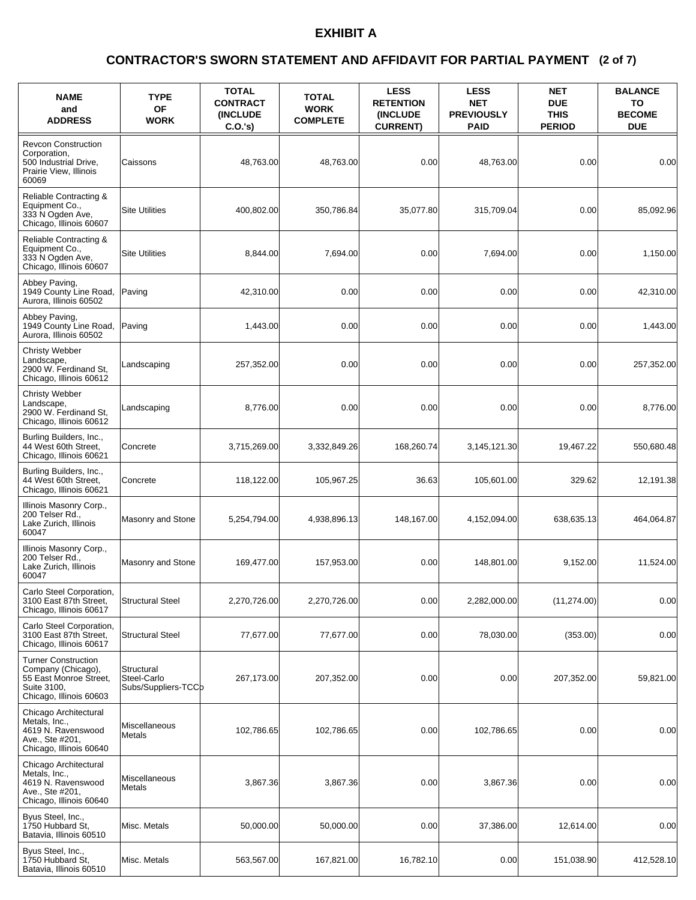# EXHIBIT A

## CONTRACTOR'S SWORN STATEMENT AND AFFIDAVIT FOR PARTIAL PAYMENT (2 of 7)

| NAME and ADDRESS | TYPE OF WORK | TOTAL CONTRACT (INCLUDE C.O.'s) | TOTAL WORK COMPLETE | LESS RETENTION (INCLUDE CURRENT) | LESS NET PREVIOUSLY PAID | NET DUE THIS PERIOD | BALANCE TO BECOME DUE |
|---|---|---|---|---|---|---|---|
| Revcon Construction Corporation, 500 Industrial Drive, Prairie View, Illinois 60069 | Caissons | 48,763.00 | 48,763.00 | 0.00 | 48,763.00 | 0.00 | 0.00 |
| Reliable Contracting & Equipment Co., 333 N Ogden Ave, Chicago, Illinois 60607 | Site Utilities | 400,802.00 | 350,786.84 | 35,077.80 | 315,709.04 | 0.00 | 85,092.96 |
| Reliable Contracting & Equipment Co., 333 N Ogden Ave, Chicago, Illinois 60607 | Site Utilities | 8,844.00 | 7,694.00 | 0.00 | 7,694.00 | 0.00 | 1,150.00 |
| Abbey Paving, 1949 County Line Road, Aurora, Illinois 60502 | Paving | 42,310.00 | 0.00 | 0.00 | 0.00 | 0.00 | 42,310.00 |
| Abbey Paving, 1949 County Line Road, Aurora, Illinois 60502 | Paving | 1,443.00 | 0.00 | 0.00 | 0.00 | 0.00 | 1,443.00 |
| Christy Webber Landscape, 2900 W. Ferdinand St, Chicago, Illinois 60612 | Landscaping | 257,352.00 | 0.00 | 0.00 | 0.00 | 0.00 | 257,352.00 |
| Christy Webber Landscape, 2900 W. Ferdinand St, Chicago, Illinois 60612 | Landscaping | 8,776.00 | 0.00 | 0.00 | 0.00 | 0.00 | 8,776.00 |
| Burling Builders, Inc., 44 West 60th Street, Chicago, Illinois 60621 | Concrete | 3,715,269.00 | 3,332,849.26 | 168,260.74 | 3,145,121.30 | 19,467.22 | 550,680.48 |
| Burling Builders, Inc., 44 West 60th Street, Chicago, Illinois 60621 | Concrete | 118,122.00 | 105,967.25 | 36.63 | 105,601.00 | 329.62 | 12,191.38 |
| Illinois Masonry Corp., 200 Telser Rd., Lake Zurich, Illinois 60047 | Masonry and Stone | 5,254,794.00 | 4,938,896.13 | 148,167.00 | 4,152,094.00 | 638,635.13 | 464,064.87 |
| Illinois Masonry Corp., 200 Telser Rd., Lake Zurich, Illinois 60047 | Masonry and Stone | 169,477.00 | 157,953.00 | 0.00 | 148,801.00 | 9,152.00 | 11,524.00 |
| Carlo Steel Corporation, 3100 East 87th Street, Chicago, Illinois 60617 | Structural Steel | 2,270,726.00 | 2,270,726.00 | 0.00 | 2,282,000.00 | (11,274.00) | 0.00 |
| Carlo Steel Corporation, 3100 East 87th Street, Chicago, Illinois 60617 | Structural Steel | 77,677.00 | 77,677.00 | 0.00 | 78,030.00 | (353.00) | 0.00 |
| Turner Construction Company (Chicago), 55 East Monroe Street, Suite 3100, Chicago, Illinois 60603 | Structural Steel-Carlo Subs/Suppliers-TCCo | 267,173.00 | 207,352.00 | 0.00 | 0.00 | 207,352.00 | 59,821.00 |
| Chicago Architectural Metals, Inc., 4619 N. Ravenswood Ave., Ste #201, Chicago, Illinois 60640 | Miscellaneous Metals | 102,786.65 | 102,786.65 | 0.00 | 102,786.65 | 0.00 | 0.00 |
| Chicago Architectural Metals, Inc., 4619 N. Ravenswood Ave., Ste #201, Chicago, Illinois 60640 | Miscellaneous Metals | 3,867.36 | 3,867.36 | 0.00 | 3,867.36 | 0.00 | 0.00 |
| Byus Steel, Inc., 1750 Hubbard St, Batavia, Illinois 60510 | Misc. Metals | 50,000.00 | 50,000.00 | 0.00 | 37,386.00 | 12,614.00 | 0.00 |
| Byus Steel, Inc., 1750 Hubbard St, Batavia, Illinois 60510 | Misc. Metals | 563,567.00 | 167,821.00 | 16,782.10 | 0.00 | 151,038.90 | 412,528.10 |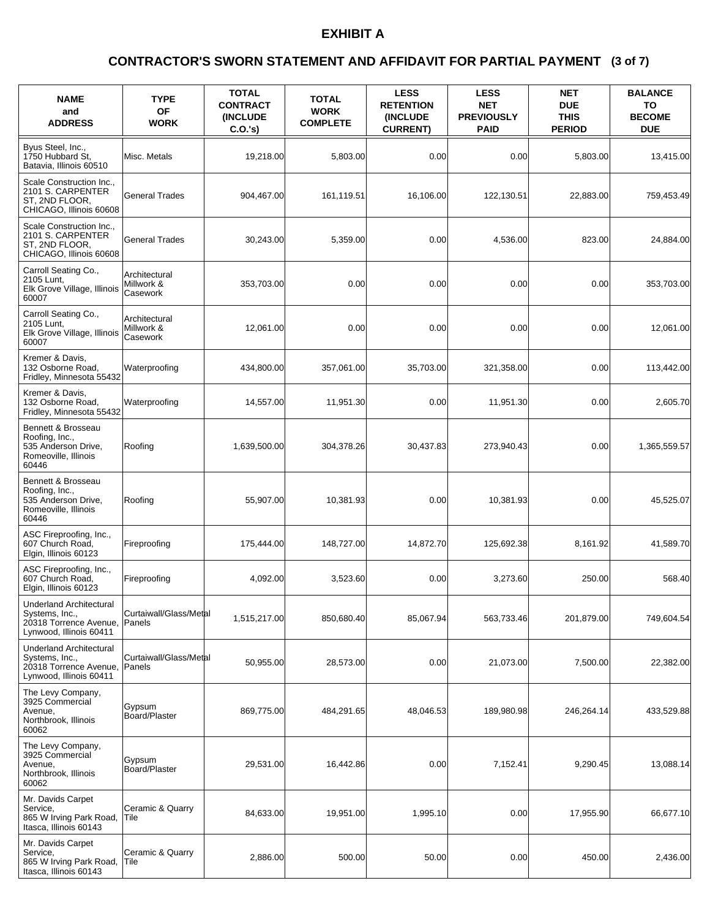# EXHIBIT A

## CONTRACTOR'S SWORN STATEMENT AND AFFIDAVIT FOR PARTIAL PAYMENT (3 of 7)

| NAME and ADDRESS | TYPE OF WORK | TOTAL CONTRACT (INCLUDE C.O.'s) | TOTAL WORK COMPLETE | LESS RETENTION (INCLUDE CURRENT) | LESS NET PREVIOUSLY PAID | NET DUE THIS PERIOD | BALANCE TO BECOME DUE |
|---|---|---|---|---|---|---|---|
| Byus Steel, Inc., 1750 Hubbard St, Batavia, Illinois 60510 | Misc. Metals | 19,218.00 | 5,803.00 | 0.00 | 0.00 | 5,803.00 | 13,415.00 |
| Scale Construction Inc., 2101 S. CARPENTER ST, 2ND FLOOR, CHICAGO, Illinois 60608 | General Trades | 904,467.00 | 161,119.51 | 16,106.00 | 122,130.51 | 22,883.00 | 759,453.49 |
| Scale Construction Inc., 2101 S. CARPENTER ST, 2ND FLOOR, CHICAGO, Illinois 60608 | General Trades | 30,243.00 | 5,359.00 | 0.00 | 4,536.00 | 823.00 | 24,884.00 |
| Carroll Seating Co., 2105 Lunt, Elk Grove Village, Illinois 60007 | Architectural Millwork & Casework | 353,703.00 | 0.00 | 0.00 | 0.00 | 0.00 | 353,703.00 |
| Carroll Seating Co., 2105 Lunt, Elk Grove Village, Illinois 60007 | Architectural Millwork & Casework | 12,061.00 | 0.00 | 0.00 | 0.00 | 0.00 | 12,061.00 |
| Kremer & Davis, 132 Osborne Road, Fridley, Minnesota 55432 | Waterproofing | 434,800.00 | 357,061.00 | 35,703.00 | 321,358.00 | 0.00 | 113,442.00 |
| Kremer & Davis, 132 Osborne Road, Fridley, Minnesota 55432 | Waterproofing | 14,557.00 | 11,951.30 | 0.00 | 11,951.30 | 0.00 | 2,605.70 |
| Bennett & Brosseau Roofing, Inc., 535 Anderson Drive, Romeoville, Illinois 60446 | Roofing | 1,639,500.00 | 304,378.26 | 30,437.83 | 273,940.43 | 0.00 | 1,365,559.57 |
| Bennett & Brosseau Roofing, Inc., 535 Anderson Drive, Romeoville, Illinois 60446 | Roofing | 55,907.00 | 10,381.93 | 0.00 | 10,381.93 | 0.00 | 45,525.07 |
| ASC Fireproofing, Inc., 607 Church Road, Elgin, Illinois 60123 | Fireproofing | 175,444.00 | 148,727.00 | 14,872.70 | 125,692.38 | 8,161.92 | 41,589.70 |
| ASC Fireproofing, Inc., 607 Church Road, Elgin, Illinois 60123 | Fireproofing | 4,092.00 | 3,523.60 | 0.00 | 3,273.60 | 250.00 | 568.40 |
| Underland Architectural Systems, Inc., 20318 Torrence Avenue, Lynwood, Illinois 60411 | Curtaiwall/Glass/Metal Panels | 1,515,217.00 | 850,680.40 | 85,067.94 | 563,733.46 | 201,879.00 | 749,604.54 |
| Underland Architectural Systems, Inc., 20318 Torrence Avenue, Lynwood, Illinois 60411 | Curtaiwall/Glass/Metal Panels | 50,955.00 | 28,573.00 | 0.00 | 21,073.00 | 7,500.00 | 22,382.00 |
| The Levy Company, 3925 Commercial Avenue, Northbrook, Illinois 60062 | Gypsum Board/Plaster | 869,775.00 | 484,291.65 | 48,046.53 | 189,980.98 | 246,264.14 | 433,529.88 |
| The Levy Company, 3925 Commercial Avenue, Northbrook, Illinois 60062 | Gypsum Board/Plaster | 29,531.00 | 16,442.86 | 0.00 | 7,152.41 | 9,290.45 | 13,088.14 |
| Mr. Davids Carpet Service, 865 W Irving Park Road, Itasca, Illinois 60143 | Ceramic & Quarry Tile | 84,633.00 | 19,951.00 | 1,995.10 | 0.00 | 17,955.90 | 66,677.10 |
| Mr. Davids Carpet Service, 865 W Irving Park Road, Itasca, Illinois 60143 | Ceramic & Quarry Tile | 2,886.00 | 500.00 | 50.00 | 0.00 | 450.00 | 2,436.00 |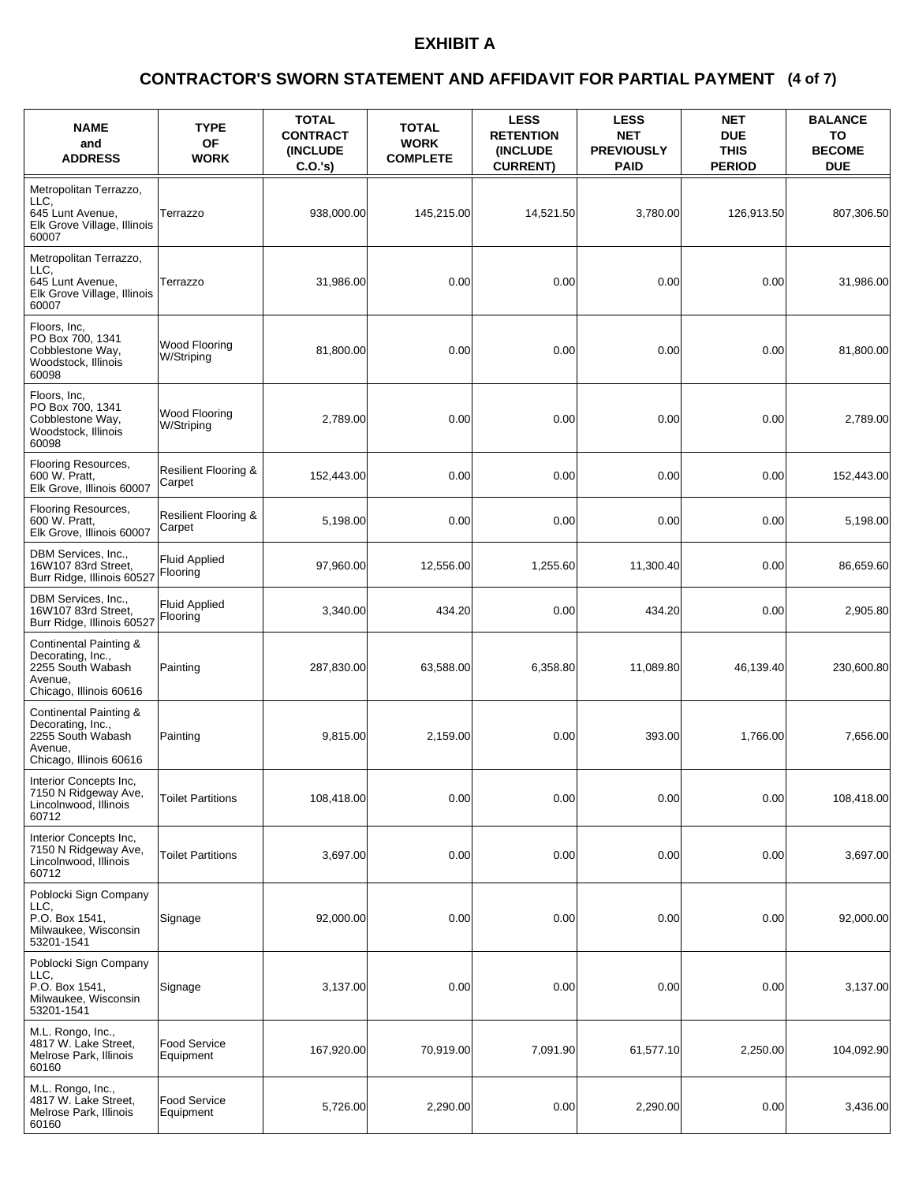# EXHIBIT A

## CONTRACTOR'S SWORN STATEMENT AND AFFIDAVIT FOR PARTIAL PAYMENT (4 of 7)

| NAME and ADDRESS | TYPE OF WORK | TOTAL CONTRACT (INCLUDE C.O.'s) | TOTAL WORK COMPLETE | LESS RETENTION (INCLUDE CURRENT) | LESS NET PREVIOUSLY PAID | NET DUE THIS PERIOD | BALANCE TO BECOME DUE |
|---|---|---|---|---|---|---|---|
| Metropolitan Terrazzo, LLC, 645 Lunt Avenue, Elk Grove Village, Illinois 60007 | Terrazzo | 938,000.00 | 145,215.00 | 14,521.50 | 3,780.00 | 126,913.50 | 807,306.50 |
| Metropolitan Terrazzo, LLC, 645 Lunt Avenue, Elk Grove Village, Illinois 60007 | Terrazzo | 31,986.00 | 0.00 | 0.00 | 0.00 | 0.00 | 31,986.00 |
| Floors, Inc, PO Box 700, 1341 Cobblestone Way, Woodstock, Illinois 60098 | Wood Flooring W/Striping | 81,800.00 | 0.00 | 0.00 | 0.00 | 0.00 | 81,800.00 |
| Floors, Inc, PO Box 700, 1341 Cobblestone Way, Woodstock, Illinois 60098 | Wood Flooring W/Striping | 2,789.00 | 0.00 | 0.00 | 0.00 | 0.00 | 2,789.00 |
| Flooring Resources, 600 W. Pratt, Elk Grove, Illinois 60007 | Resilient Flooring & Carpet | 152,443.00 | 0.00 | 0.00 | 0.00 | 0.00 | 152,443.00 |
| Flooring Resources, 600 W. Pratt, Elk Grove, Illinois 60007 | Resilient Flooring & Carpet | 5,198.00 | 0.00 | 0.00 | 0.00 | 0.00 | 5,198.00 |
| DBM Services, Inc., 16W107 83rd Street, Burr Ridge, Illinois 60527 | Fluid Applied Flooring | 97,960.00 | 12,556.00 | 1,255.60 | 11,300.40 | 0.00 | 86,659.60 |
| DBM Services, Inc., 16W107 83rd Street, Burr Ridge, Illinois 60527 | Fluid Applied Flooring | 3,340.00 | 434.20 | 0.00 | 434.20 | 0.00 | 2,905.80 |
| Continental Painting & Decorating, Inc., 2255 South Wabash Avenue, Chicago, Illinois 60616 | Painting | 287,830.00 | 63,588.00 | 6,358.80 | 11,089.80 | 46,139.40 | 230,600.80 |
| Continental Painting & Decorating, Inc., 2255 South Wabash Avenue, Chicago, Illinois 60616 | Painting | 9,815.00 | 2,159.00 | 0.00 | 393.00 | 1,766.00 | 7,656.00 |
| Interior Concepts Inc, 7150 N Ridgeway Ave, Lincolnwood, Illinois 60712 | Toilet Partitions | 108,418.00 | 0.00 | 0.00 | 0.00 | 0.00 | 108,418.00 |
| Interior Concepts Inc, 7150 N Ridgeway Ave, Lincolnwood, Illinois 60712 | Toilet Partitions | 3,697.00 | 0.00 | 0.00 | 0.00 | 0.00 | 3,697.00 |
| Poblocki Sign Company LLC, P.O. Box 1541, Milwaukee, Wisconsin 53201-1541 | Signage | 92,000.00 | 0.00 | 0.00 | 0.00 | 0.00 | 92,000.00 |
| Poblocki Sign Company LLC, P.O. Box 1541, Milwaukee, Wisconsin 53201-1541 | Signage | 3,137.00 | 0.00 | 0.00 | 0.00 | 0.00 | 3,137.00 |
| M.L. Rongo, Inc., 4817 W. Lake Street, Melrose Park, Illinois 60160 | Food Service Equipment | 167,920.00 | 70,919.00 | 7,091.90 | 61,577.10 | 2,250.00 | 104,092.90 |
| M.L. Rongo, Inc., 4817 W. Lake Street, Melrose Park, Illinois 60160 | Food Service Equipment | 5,726.00 | 2,290.00 | 0.00 | 2,290.00 | 0.00 | 3,436.00 |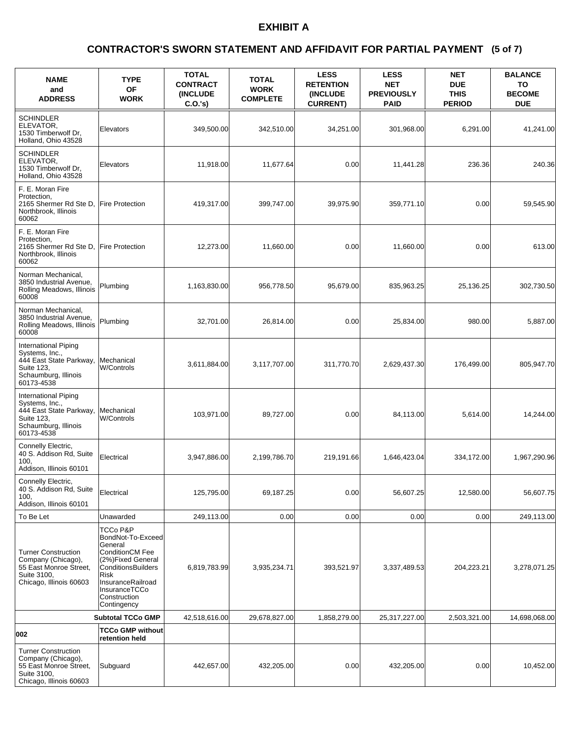# EXHIBIT A

## CONTRACTOR'S SWORN STATEMENT AND AFFIDAVIT FOR PARTIAL PAYMENT (5 of 7)

| NAME and ADDRESS | TYPE OF WORK | TOTAL CONTRACT (INCLUDE C.O.'s) | TOTAL WORK COMPLETE | LESS RETENTION (INCLUDE CURRENT) | LESS NET PREVIOUSLY PAID | NET DUE THIS PERIOD | BALANCE TO BECOME DUE |
|---|---|---|---|---|---|---|---|
| SCHINDLER ELEVATOR, 1530 Timberwolf Dr, Holland, Ohio 43528 | Elevators | 349,500.00 | 342,510.00 | 34,251.00 | 301,968.00 | 6,291.00 | 41,241.00 |
| SCHINDLER ELEVATOR, 1530 Timberwolf Dr, Holland, Ohio 43528 | Elevators | 11,918.00 | 11,677.64 | 0.00 | 11,441.28 | 236.36 | 240.36 |
| F. E. Moran Fire Protection, 2165 Shermer Rd Ste D, Northbrook, Illinois 60062 | Fire Protection | 419,317.00 | 399,747.00 | 39,975.90 | 359,771.10 | 0.00 | 59,545.90 |
| F. E. Moran Fire Protection, 2165 Shermer Rd Ste D, Northbrook, Illinois 60062 | Fire Protection | 12,273.00 | 11,660.00 | 0.00 | 11,660.00 | 0.00 | 613.00 |
| Norman Mechanical, 3850 Industrial Avenue, Rolling Meadows, Illinois 60008 | Plumbing | 1,163,830.00 | 956,778.50 | 95,679.00 | 835,963.25 | 25,136.25 | 302,730.50 |
| Norman Mechanical, 3850 Industrial Avenue, Rolling Meadows, Illinois 60008 | Plumbing | 32,701.00 | 26,814.00 | 0.00 | 25,834.00 | 980.00 | 5,887.00 |
| International Piping Systems, Inc., 444 East State Parkway, Suite 123, Schaumburg, Illinois 60173-4538 | Mechanical W/Controls | 3,611,884.00 | 3,117,707.00 | 311,770.70 | 2,629,437.30 | 176,499.00 | 805,947.70 |
| International Piping Systems, Inc., 444 East State Parkway, Suite 123, Schaumburg, Illinois 60173-4538 | Mechanical W/Controls | 103,971.00 | 89,727.00 | 0.00 | 84,113.00 | 5,614.00 | 14,244.00 |
| Connelly Electric, 40 S. Addison Rd, Suite 100, Addison, Illinois 60101 | Electrical | 3,947,886.00 | 2,199,786.70 | 219,191.66 | 1,646,423.04 | 334,172.00 | 1,967,290.96 |
| Connelly Electric, 40 S. Addison Rd, Suite 100, Addison, Illinois 60101 | Electrical | 125,795.00 | 69,187.25 | 0.00 | 56,607.25 | 12,580.00 | 56,607.75 |
| To Be Let | Unawarded | 249,113.00 | 0.00 | 0.00 | 0.00 | 0.00 | 249,113.00 |
| Turner Construction Company (Chicago), 55 East Monroe Street, Suite 3100, Chicago, Illinois 60603 | TCCo P&P BondNot-To-Exceed General ConditionCM Fee (2%)Fixed General ConditionsBuilders Risk InsuranceRailroad InsuranceTCCo Construction Contingency | 6,819,783.99 | 3,935,234.71 | 393,521.97 | 3,337,489.53 | 204,223.21 | 3,278,071.25 |
| | **Subtotal TCCo GMP** | 42,518,616.00 | 29,678,827.00 | 1,858,279.00 | 25,317,227.00 | 2,503,321.00 | 14,698,068.00 |
| **002** | **TCCo GMP without retention held** | | | | | | |
| Turner Construction Company (Chicago), 55 East Monroe Street, Suite 3100, Chicago, Illinois 60603 | Subguard | 442,657.00 | 432,205.00 | 0.00 | 432,205.00 | 0.00 | 10,452.00 |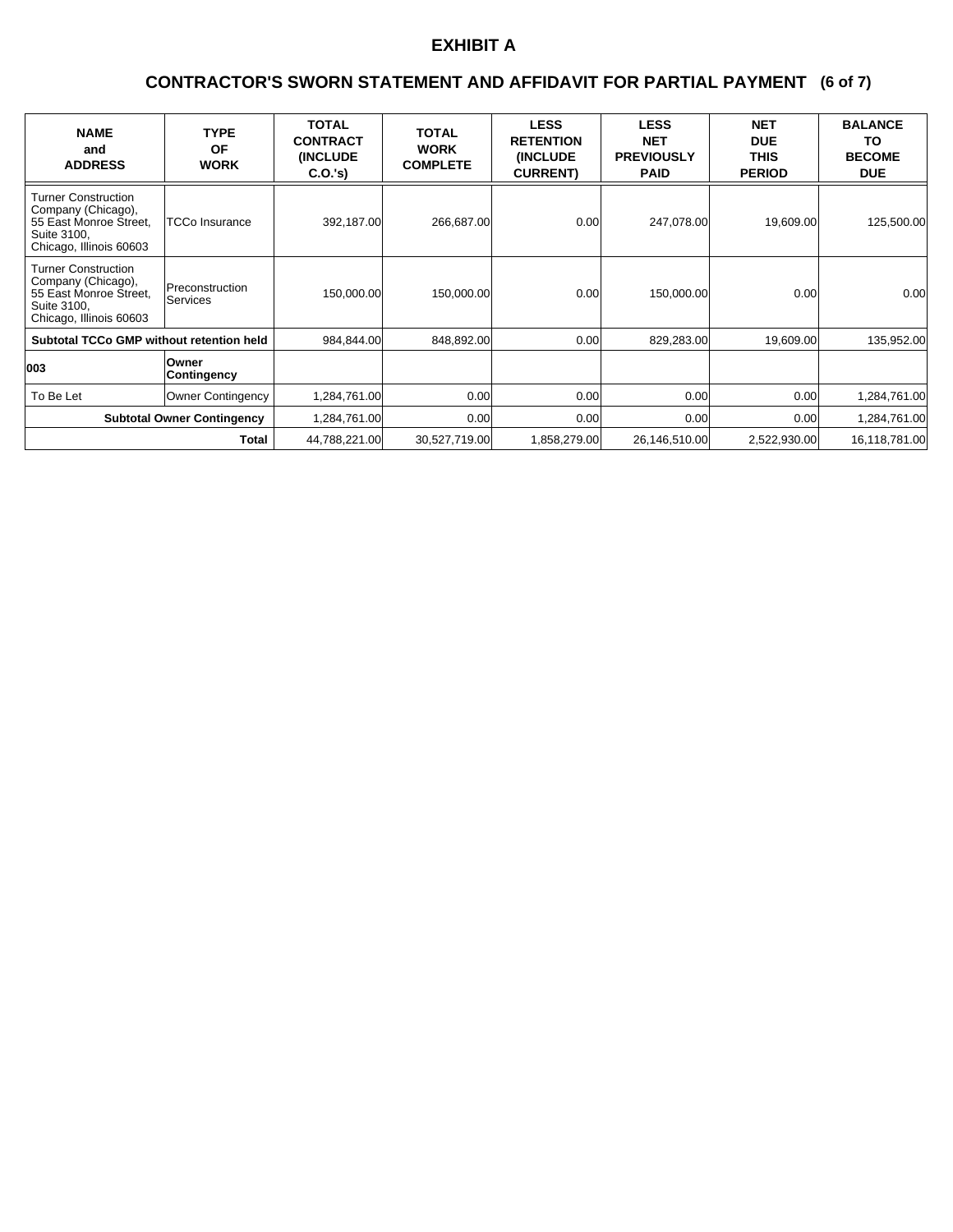# EXHIBIT A

## CONTRACTOR'S SWORN STATEMENT AND AFFIDAVIT FOR PARTIAL PAYMENT (6 of 7)

| NAME and ADDRESS | TYPE OF WORK | TOTAL CONTRACT (INCLUDE C.O.'s) | TOTAL WORK COMPLETE | LESS RETENTION (INCLUDE CURRENT) | LESS NET PREVIOUSLY PAID | NET DUE THIS PERIOD | BALANCE TO BECOME DUE |
|---|---|---|---|---|---|---|---|
| Turner Construction Company (Chicago), 55 East Monroe Street, Suite 3100, Chicago, Illinois 60603 | TCCo Insurance | 392,187.00 | 266,687.00 | 0.00 | 247,078.00 | 19,609.00 | 125,500.00 |
| Turner Construction Company (Chicago), 55 East Monroe Street, Suite 3100, Chicago, Illinois 60603 | Preconstruction Services | 150,000.00 | 150,000.00 | 0.00 | 150,000.00 | 0.00 | 0.00 |
| **Subtotal TCCo GMP without retention held** | | 984,844.00 | 848,892.00 | 0.00 | 829,283.00 | 19,609.00 | 135,952.00 |
| **003** | **Owner Contingency** | | | | | | |
| To Be Let | Owner Contingency | 1,284,761.00 | 0.00 | 0.00 | 0.00 | 0.00 | 1,284,761.00 |
| **Subtotal Owner Contingency** | | 1,284,761.00 | 0.00 | 0.00 | 0.00 | 0.00 | 1,284,761.00 |
| **Total** | | 44,788,221.00 | 30,527,719.00 | 1,858,279.00 | 26,146,510.00 | 2,522,930.00 | 16,118,781.00 |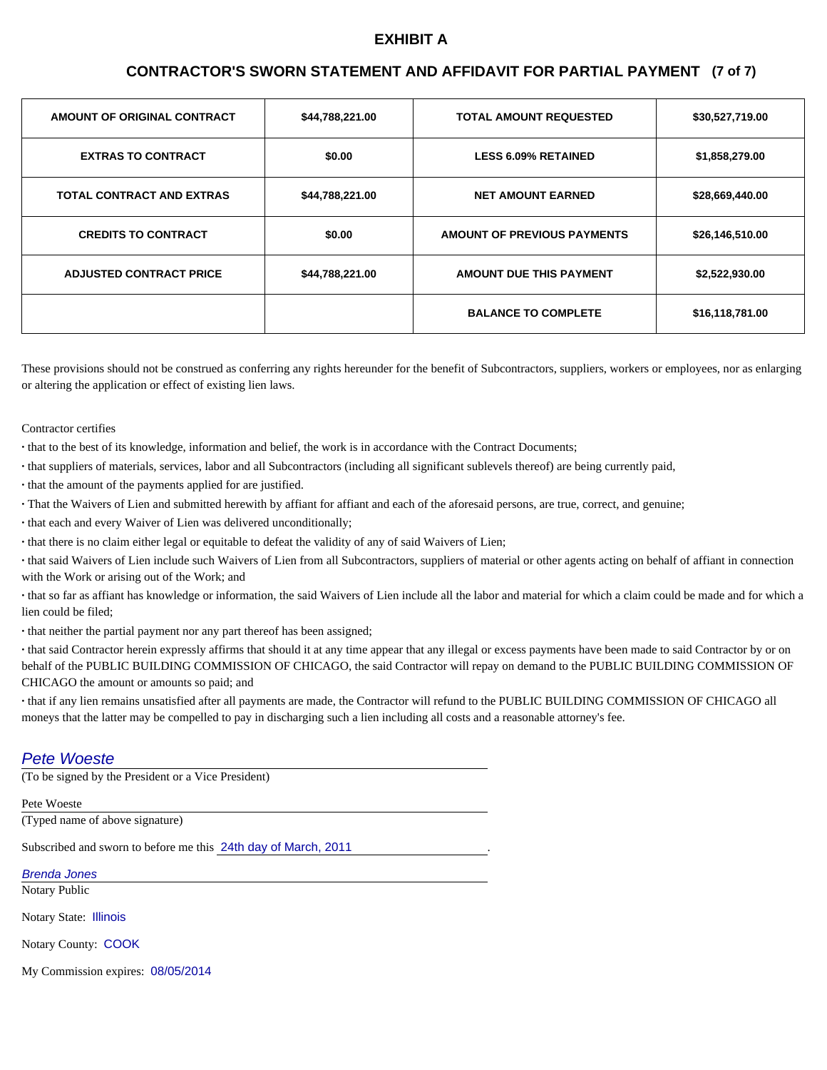# EXHIBIT A

## CONTRACTOR'S SWORN STATEMENT AND AFFIDAVIT FOR PARTIAL PAYMENT (7 of 7)

| | | | |
|---|---|---|---|
| **AMOUNT OF ORIGINAL CONTRACT** | **$44,788,221.00** | **TOTAL AMOUNT REQUESTED** | **$30,527,719.00** |
| **EXTRAS TO CONTRACT** | **$0.00** | **LESS 6.09% RETAINED** | **$1,858,279.00** |
| **TOTAL CONTRACT AND EXTRAS** | **$44,788,221.00** | **NET AMOUNT EARNED** | **$28,669,440.00** |
| **CREDITS TO CONTRACT** | **$0.00** | **AMOUNT OF PREVIOUS PAYMENTS** | **$26,146,510.00** |
| **ADJUSTED CONTRACT PRICE** | **$44,788,221.00** | **AMOUNT DUE THIS PAYMENT** | **$2,522,930.00** |
| | | **BALANCE TO COMPLETE** | **$16,118,781.00** |

These provisions should not be construed as conferring any rights hereunder for the benefit of Subcontractors, suppliers, workers or employees, nor as enlarging or altering the application or effect of existing lien laws.

Contractor certifies

- that to the best of its knowledge, information and belief, the work is in accordance with the Contract Documents;
- that suppliers of materials, services, labor and all Subcontractors (including all significant sublevels thereof) are being currently paid,
- that the amount of the payments applied for are justified.
- That the Waivers of Lien and submitted herewith by affiant for affiant and each of the aforesaid persons, are true, correct, and genuine;
- that each and every Waiver of Lien was delivered unconditionally;
- that there is no claim either legal or equitable to defeat the validity of any of said Waivers of Lien;
- that said Waivers of Lien include such Waivers of Lien from all Subcontractors, suppliers of material or other agents acting on behalf of affiant in connection with the Work or arising out of the Work; and
- that so far as affiant has knowledge or information, the said Waivers of Lien include all the labor and material for which a claim could be made and for which a lien could be filed;
- that neither the partial payment nor any part thereof has been assigned;
- that said Contractor herein expressly affirms that should it at any time appear that any illegal or excess payments have been made to said Contractor by or on behalf of the PUBLIC BUILDING COMMISSION OF CHICAGO, the said Contractor will repay on demand to the PUBLIC BUILDING COMMISSION OF CHICAGO the amount or amounts so paid; and
- that if any lien remains unsatisfied after all payments are made, the Contractor will refund to the PUBLIC BUILDING COMMISSION OF CHICAGO all moneys that the latter may be compelled to pay in discharging such a lien including all costs and a reasonable attorney's fee.

*Pete Woeste*
(To be signed by the President or a Vice President)

Pete Woeste
(Typed name of above signature)

Subscribed and sworn to before me this 24th day of March, 2011.

*Brenda Jones*
Notary Public

Notary State: Illinois

Notary County: COOK

My Commission expires: 08/05/2014